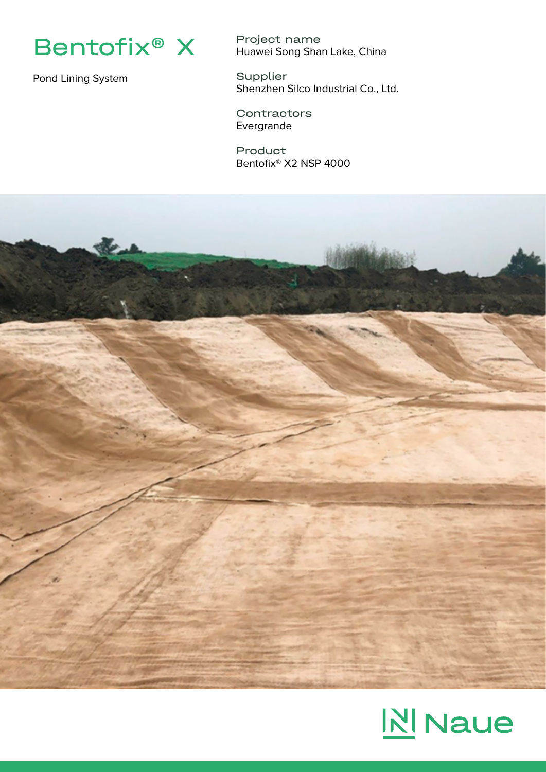# Bentofix® X

Pond Lining System

**Project name**
Huawei Song Shan Lake, China

**Supplier**
Shenzhen Silco Industrial Co., Ltd.

**Contractors**
Evergrande

**Product**
Bentofix® X2 NSP 4000

Naue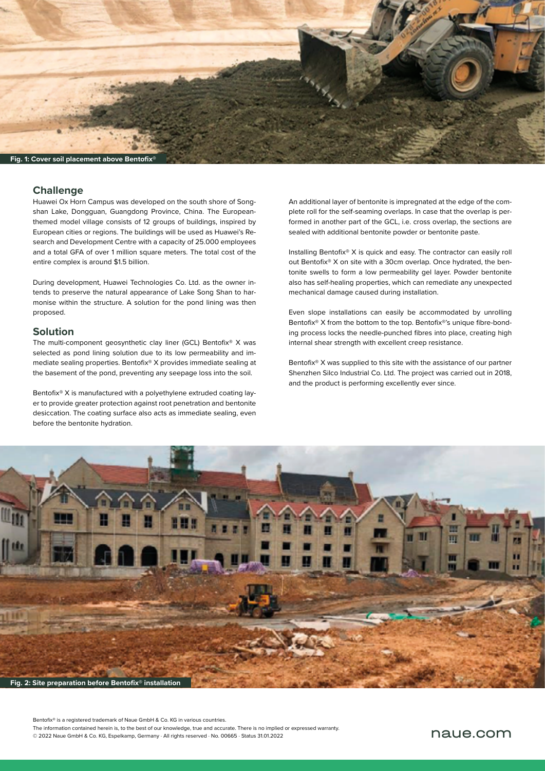Fig. 1: Cover soil placement above Bentofix®

## Challenge

Huawei Ox Horn Campus was developed on the south shore of Songshan Lake, Dongguan, Guangdong Province, China. The European-themed model village consists of 12 groups of buildings, inspired by European cities or regions. The buildings will be used as Huawei's Research and Development Centre with a capacity of 25.000 employees and a total GFA of over 1 million square meters. The total cost of the entire complex is around $1.5 billion.

During development, Huawei Technologies Co. Ltd. as the owner intends to preserve the natural appearance of Lake Song Shan to harmonise within the structure. A solution for the pond lining was then proposed.

## Solution

The multi-component geosynthetic clay liner (GCL) Bentofix® X was selected as pond lining solution due to its low permeability and immediate sealing properties. Bentofix® X provides immediate sealing at the basement of the pond, preventing any seepage loss into the soil.

Bentofix® X is manufactured with a polyethylene extruded coating layer to provide greater protection against root penetration and bentonite desiccation. The coating surface also acts as immediate sealing, even before the bentonite hydration.

An additional layer of bentonite is impregnated at the edge of the complete roll for the self-seaming overlaps. In case that the overlap is performed in another part of the GCL, i.e. cross overlap, the sections are sealed with additional bentonite powder or bentonite paste.

Installing Bentofix® X is quick and easy. The contractor can easily roll out Bentofix® X on site with a 30cm overlap. Once hydrated, the bentonite swells to form a low permeability gel layer. Powder bentonite also has self-healing properties, which can remediate any unexpected mechanical damage caused during installation.

Even slope installations can easily be accommodated by unrolling Bentofix® X from the bottom to the top. Bentofix®'s unique fibre-bonding process locks the needle-punched fibres into place, creating high internal shear strength with excellent creep resistance.

Bentofix® X was supplied to this site with the assistance of our partner Shenzhen Silco Industrial Co. Ltd. The project was carried out in 2018, and the product is performing excellently ever since.

Fig. 2: Site preparation before Bentofix® installation

Bentofix® is a registered trademark of Naue GmbH & Co. KG in various countries.
The information contained herein is, to the best of our knowledge, true and accurate. There is no implied or expressed warranty.
© 2022 Naue GmbH & Co. KG, Espelkamp, Germany · All rights reserved · No. 00665 · Status 31.01.2022

naue.com